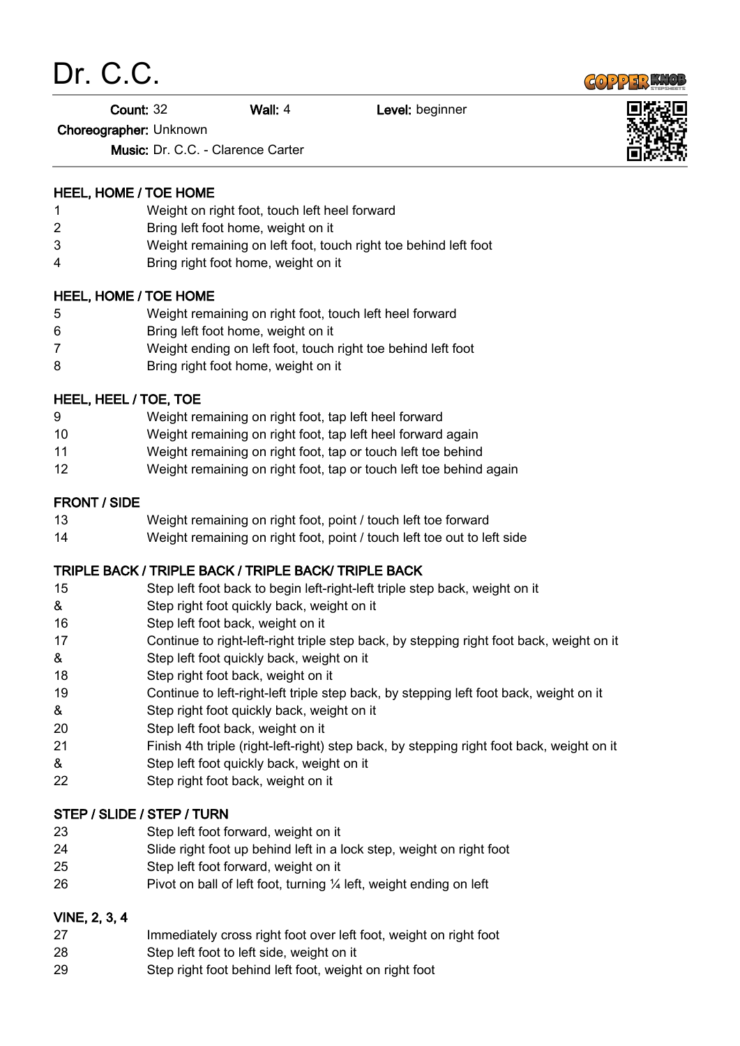# Dr. C.C.

**Count:** 32 **Wall:** 4 **Level:** beginner

**Choreographer:** Unknown

**Music:** Dr. C.C. - Clarence Carter

### HEEL, HOME / TOE HOME

1 Weight on right foot, touch left heel forward
2 Bring left foot home, weight on it
3 Weight remaining on left foot, touch right toe behind left foot
4 Bring right foot home, weight on it

### HEEL, HOME / TOE HOME

5 Weight remaining on right foot, touch left heel forward
6 Bring left foot home, weight on it
7 Weight ending on left foot, touch right toe behind left foot
8 Bring right foot home, weight on it

### HEEL, HEEL / TOE, TOE

9 Weight remaining on right foot, tap left heel forward
10 Weight remaining on right foot, tap left heel forward again
11 Weight remaining on right foot, tap or touch left toe behind
12 Weight remaining on right foot, tap or touch left toe behind again

### FRONT / SIDE

13 Weight remaining on right foot, point / touch left toe forward
14 Weight remaining on right foot, point / touch left toe out to left side

### TRIPLE BACK / TRIPLE BACK / TRIPLE BACK/ TRIPLE BACK

15 Step left foot back to begin left-right-left triple step back, weight on it
& Step right foot quickly back, weight on it
16 Step left foot back, weight on it
17 Continue to right-left-right triple step back, by stepping right foot back, weight on it
& Step left foot quickly back, weight on it
18 Step right foot back, weight on it
19 Continue to left-right-left triple step back, by stepping left foot back, weight on it
& Step right foot quickly back, weight on it
20 Step left foot back, weight on it
21 Finish 4th triple (right-left-right) step back, by stepping right foot back, weight on it
& Step left foot quickly back, weight on it
22 Step right foot back, weight on it

### STEP / SLIDE / STEP / TURN

23 Step left foot forward, weight on it
24 Slide right foot up behind left in a lock step, weight on right foot
25 Step left foot forward, weight on it
26 Pivot on ball of left foot, turning ¼ left, weight ending on left

### VINE, 2, 3, 4

27 Immediately cross right foot over left foot, weight on right foot
28 Step left foot to left side, weight on it
29 Step right foot behind left foot, weight on right foot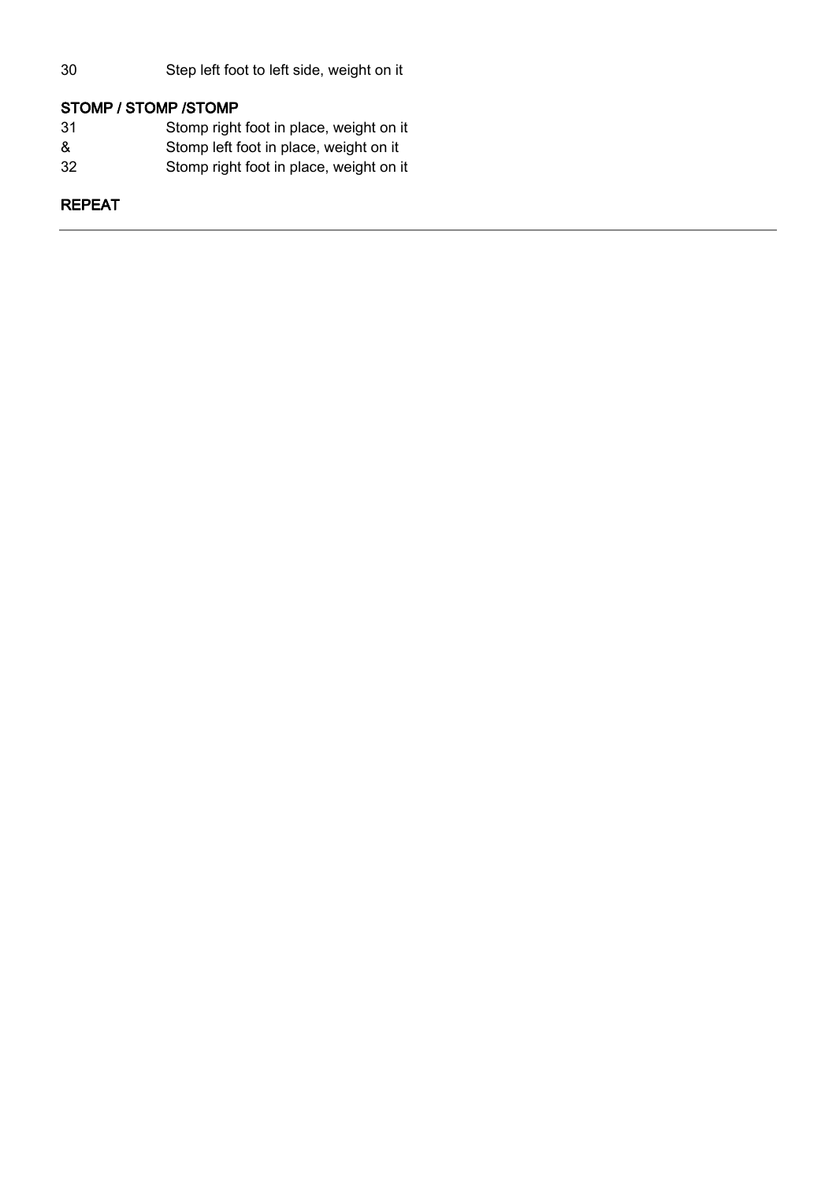| | |
|---|---|
| 30 | Step left foot to left side, weight on it |

**STOMP / STOMP /STOMP**

| | |
|---|---|
| 31 | Stomp right foot in place, weight on it |
| & | Stomp left foot in place, weight on it |
| 32 | Stomp right foot in place, weight on it |

**REPEAT**

---